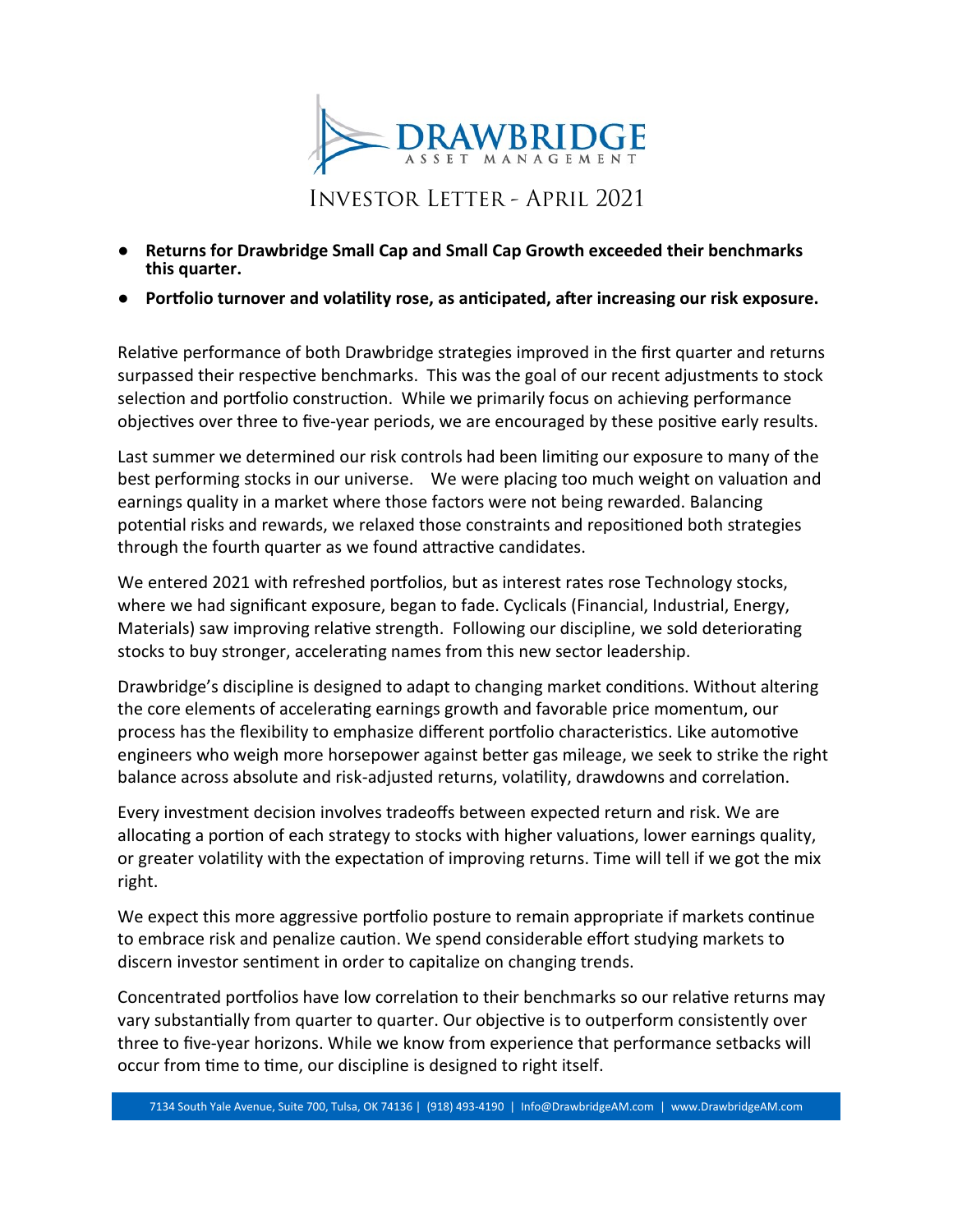# DRAWBRIDGE
ASSET MANAGEMENT

## Investor Letter - April 2021

- **Returns for Drawbridge Small Cap and Small Cap Growth exceeded their benchmarks this quarter.**
- **Portfolio turnover and volatility rose, as anticipated, after increasing our risk exposure.**

Relative performance of both Drawbridge strategies improved in the first quarter and returns surpassed their respective benchmarks. This was the goal of our recent adjustments to stock selection and portfolio construction. While we primarily focus on achieving performance objectives over three to five-year periods, we are encouraged by these positive early results.

Last summer we determined our risk controls had been limiting our exposure to many of the best performing stocks in our universe. We were placing too much weight on valuation and earnings quality in a market where those factors were not being rewarded. Balancing potential risks and rewards, we relaxed those constraints and repositioned both strategies through the fourth quarter as we found attractive candidates.

We entered 2021 with refreshed portfolios, but as interest rates rose Technology stocks, where we had significant exposure, began to fade. Cyclicals (Financial, Industrial, Energy, Materials) saw improving relative strength. Following our discipline, we sold deteriorating stocks to buy stronger, accelerating names from this new sector leadership.

Drawbridge's discipline is designed to adapt to changing market conditions. Without altering the core elements of accelerating earnings growth and favorable price momentum, our process has the flexibility to emphasize different portfolio characteristics. Like automotive engineers who weigh more horsepower against better gas mileage, we seek to strike the right balance across absolute and risk-adjusted returns, volatility, drawdowns and correlation.

Every investment decision involves tradeoffs between expected return and risk. We are allocating a portion of each strategy to stocks with higher valuations, lower earnings quality, or greater volatility with the expectation of improving returns. Time will tell if we got the mix right.

We expect this more aggressive portfolio posture to remain appropriate if markets continue to embrace risk and penalize caution. We spend considerable effort studying markets to discern investor sentiment in order to capitalize on changing trends.

Concentrated portfolios have low correlation to their benchmarks so our relative returns may vary substantially from quarter to quarter. Our objective is to outperform consistently over three to five-year horizons. While we know from experience that performance setbacks will occur from time to time, our discipline is designed to right itself.

7134 South Yale Avenue, Suite 700, Tulsa, OK 74136 | (918) 493-4190 | Info@DrawbridgeAM.com | www.DrawbridgeAM.com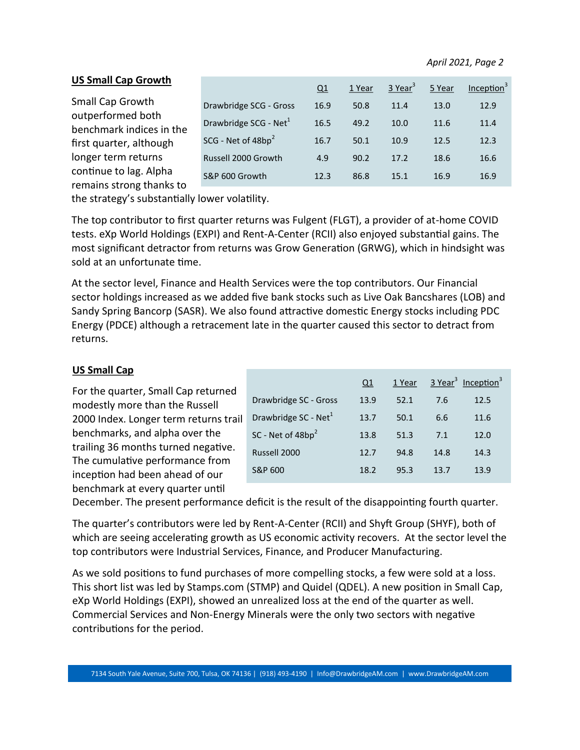## US Small Cap Growth

|  | Q1 | 1 Year | 3 Year[3] | 5 Year | Inception[3] |
|---|---|---|---|---|---|
| Drawbridge SCG - Gross | 16.9 | 50.8 | 11.4 | 13.0 | 12.9 |
| Drawbridge SCG - Net[1] | 16.5 | 49.2 | 10.0 | 11.6 | 11.4 |
| SCG - Net of 48bp[2] | 16.7 | 50.1 | 10.9 | 12.5 | 12.3 |
| Russell 2000 Growth | 4.9 | 90.2 | 17.2 | 18.6 | 16.6 |
| S&P 600 Growth | 12.3 | 86.8 | 15.1 | 16.9 | 16.9 |

Small Cap Growth outperformed both benchmark indices in the first quarter, although longer term returns continue to lag. Alpha remains strong thanks to the strategy's substantially lower volatility.

The top contributor to first quarter returns was Fulgent (FLGT), a provider of at-home COVID tests. eXp World Holdings (EXPI) and Rent-A-Center (RCII) also enjoyed substantial gains. The most significant detractor from returns was Grow Generation (GRWG), which in hindsight was sold at an unfortunate time.

At the sector level, Finance and Health Services were the top contributors. Our Financial sector holdings increased as we added five bank stocks such as Live Oak Bancshares (LOB) and Sandy Spring Bancorp (SASR). We also found attractive domestic Energy stocks including PDC Energy (PDCE) although a retracement late in the quarter caused this sector to detract from returns.

## US Small Cap

|  | Q1 | 1 Year | 3 Year[3] | Inception[3] |
|---|---|---|---|---|
| Drawbridge SC - Gross | 13.9 | 52.1 | 7.6 | 12.5 |
| Drawbridge SC - Net[1] | 13.7 | 50.1 | 6.6 | 11.6 |
| SC - Net of 48bp[2] | 13.8 | 51.3 | 7.1 | 12.0 |
| Russell 2000 | 12.7 | 94.8 | 14.8 | 14.3 |
| S&P 600 | 18.2 | 95.3 | 13.7 | 13.9 |

For the quarter, Small Cap returned modestly more than the Russell 2000 Index. Longer term returns trail benchmarks, and alpha over the trailing 36 months turned negative. The cumulative performance from inception had been ahead of our benchmark at every quarter until December. The present performance deficit is the result of the disappointing fourth quarter.

The quarter's contributors were led by Rent-A-Center (RCII) and Shyft Group (SHYF), both of which are seeing accelerating growth as US economic activity recovers. At the sector level the top contributors were Industrial Services, Finance, and Producer Manufacturing.

As we sold positions to fund purchases of more compelling stocks, a few were sold at a loss. This short list was led by Stamps.com (STMP) and Quidel (QDEL). A new position in Small Cap, eXp World Holdings (EXPI), showed an unrealized loss at the end of the quarter as well. Commercial Services and Non-Energy Minerals were the only two sectors with negative contributions for the period.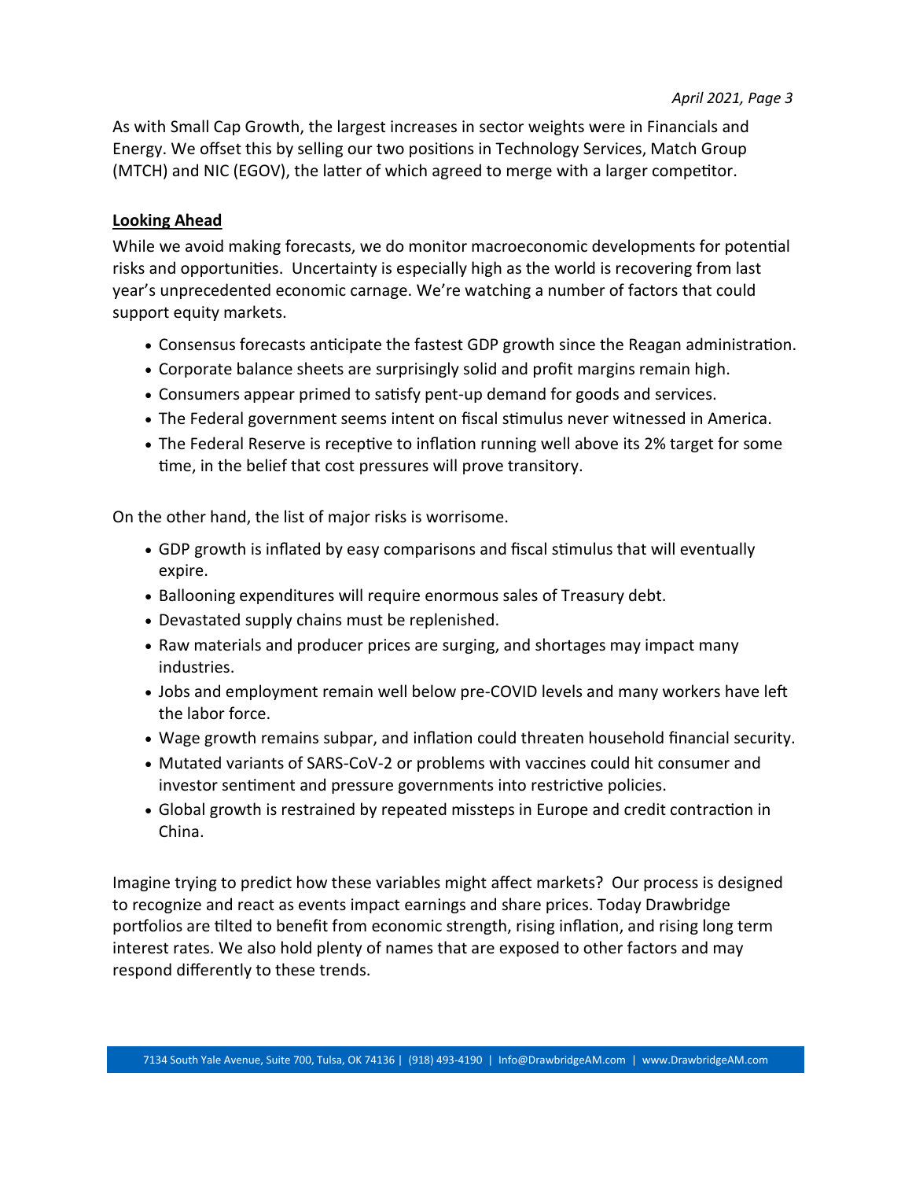As with Small Cap Growth, the largest increases in sector weights were in Financials and Energy. We offset this by selling our two positions in Technology Services, Match Group (MTCH) and NIC (EGOV), the latter of which agreed to merge with a larger competitor.

## Looking Ahead

While we avoid making forecasts, we do monitor macroeconomic developments for potential risks and opportunities. Uncertainty is especially high as the world is recovering from last year's unprecedented economic carnage. We're watching a number of factors that could support equity markets.

- Consensus forecasts anticipate the fastest GDP growth since the Reagan administration.
- Corporate balance sheets are surprisingly solid and profit margins remain high.
- Consumers appear primed to satisfy pent-up demand for goods and services.
- The Federal government seems intent on fiscal stimulus never witnessed in America.
- The Federal Reserve is receptive to inflation running well above its 2% target for some time, in the belief that cost pressures will prove transitory.

On the other hand, the list of major risks is worrisome.

- GDP growth is inflated by easy comparisons and fiscal stimulus that will eventually expire.
- Ballooning expenditures will require enormous sales of Treasury debt.
- Devastated supply chains must be replenished.
- Raw materials and producer prices are surging, and shortages may impact many industries.
- Jobs and employment remain well below pre-COVID levels and many workers have left the labor force.
- Wage growth remains subpar, and inflation could threaten household financial security.
- Mutated variants of SARS-CoV-2 or problems with vaccines could hit consumer and investor sentiment and pressure governments into restrictive policies.
- Global growth is restrained by repeated missteps in Europe and credit contraction in China.

Imagine trying to predict how these variables might affect markets? Our process is designed to recognize and react as events impact earnings and share prices. Today Drawbridge portfolios are tilted to benefit from economic strength, rising inflation, and rising long term interest rates. We also hold plenty of names that are exposed to other factors and may respond differently to these trends.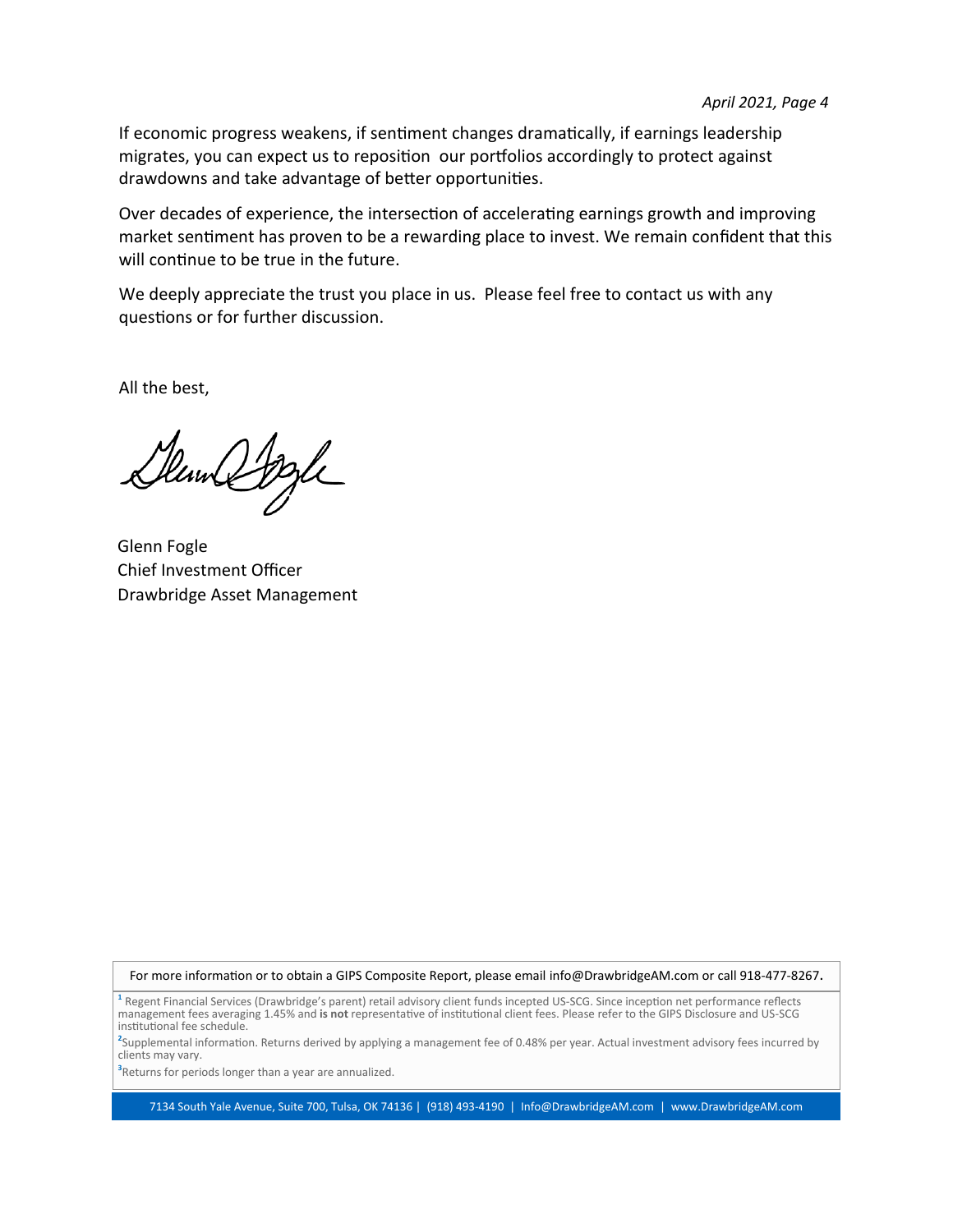If economic progress weakens, if sentiment changes dramatically, if earnings leadership migrates, you can expect us to reposition our portfolios accordingly to protect against drawdowns and take advantage of better opportunities.

Over decades of experience, the intersection of accelerating earnings growth and improving market sentiment has proven to be a rewarding place to invest. We remain confident that this will continue to be true in the future.

We deeply appreciate the trust you place in us. Please feel free to contact us with any questions or for further discussion.

All the best,

Glenn Fogle
Chief Investment Officer
Drawbridge Asset Management

For more information or to obtain a GIPS Composite Report, please email info@DrawbridgeAM.com or call 918-477-8267.

[1] Regent Financial Services (Drawbridge's parent) retail advisory client funds incepted US-SCG. Since inception net performance reflects management fees averaging 1.45% and **is not** representative of institutional client fees. Please refer to the GIPS Disclosure and US-SCG institutional fee schedule.

[2] Supplemental information. Returns derived by applying a management fee of 0.48% per year. Actual investment advisory fees incurred by clients may vary.

[3] Returns for periods longer than a year are annualized.

7134 South Yale Avenue, Suite 700, Tulsa, OK 74136 | (918) 493-4190 | Info@DrawbridgeAM.com | www.DrawbridgeAM.com